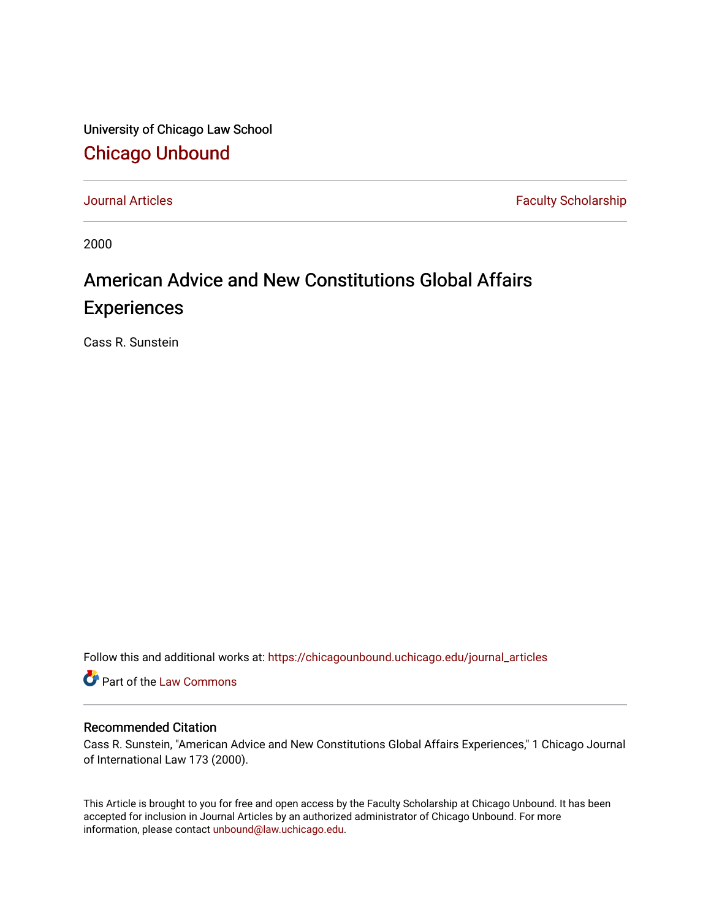University of Chicago Law School

## Chicago Unbound

Journal Articles | Faculty Scholarship

2000

# American Advice and New Constitutions Global Affairs Experiences

Cass R. Sunstein

Follow this and additional works at: https://chicagounbound.uchicago.edu/journal_articles

Part of the Law Commons

### Recommended Citation

Cass R. Sunstein, "American Advice and New Constitutions Global Affairs Experiences," 1 Chicago Journal of International Law 173 (2000).

This Article is brought to you for free and open access by the Faculty Scholarship at Chicago Unbound. It has been accepted for inclusion in Journal Articles by an authorized administrator of Chicago Unbound. For more information, please contact unbound@law.uchicago.edu.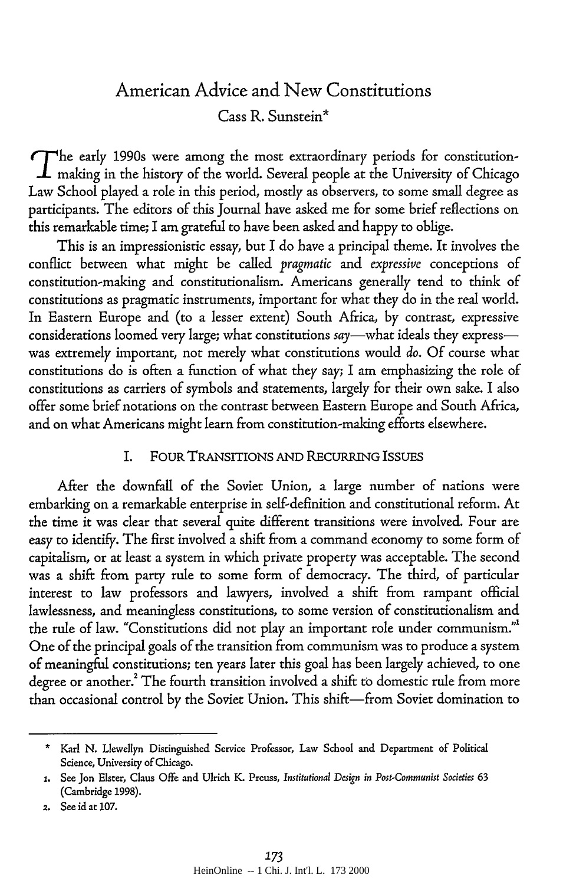# American Advice and New Constitutions

Cass R. Sunstein*

The early 1990s were among the most extraordinary periods for constitution-making in the history of the world. Several people at the University of Chicago Law School played a role in this period, mostly as observers, to some small degree as participants. The editors of this Journal have asked me for some brief reflections on this remarkable time; I am grateful to have been asked and happy to oblige.

This is an impressionistic essay, but I do have a principal theme. It involves the conflict between what might be called *pragmatic* and *expressive* conceptions of constitution-making and constitutionalism. Americans generally tend to think of constitutions as pragmatic instruments, important for what they do in the real world. In Eastern Europe and (to a lesser extent) South Africa, by contrast, expressive considerations loomed very large; what constitutions *say*—what ideals they express—was extremely important, not merely what constitutions would *do*. Of course what constitutions do is often a function of what they say; I am emphasizing the role of constitutions as carriers of symbols and statements, largely for their own sake. I also offer some brief notations on the contrast between Eastern Europe and South Africa, and on what Americans might learn from constitution-making efforts elsewhere.

## I. Four Transitions and Recurring Issues

After the downfall of the Soviet Union, a large number of nations were embarking on a remarkable enterprise in self-definition and constitutional reform. At the time it was clear that several quite different transitions were involved. Four are easy to identify. The first involved a shift from a command economy to some form of capitalism, or at least a system in which private property was acceptable. The second was a shift from party rule to some form of democracy. The third, of particular interest to law professors and lawyers, involved a shift from rampant official lawlessness, and meaningless constitutions, to some version of constitutionalism and the rule of law. "Constitutions did not play an important role under communism."[1] One of the principal goals of the transition from communism was to produce a system of meaningful constitutions; ten years later this goal has been largely achieved, to one degree or another.[2] The fourth transition involved a shift to domestic rule from more than occasional control by the Soviet Union. This shift—from Soviet domination to

---

\* Karl N. Llewellyn Distinguished Service Professor, Law School and Department of Political Science, University of Chicago.

1. See Jon Elster, Claus Offe and Ulrich K. Preuss, *Institutional Design in Post-Communist Societies* 63 (Cambridge 1998).

2. See id at 107.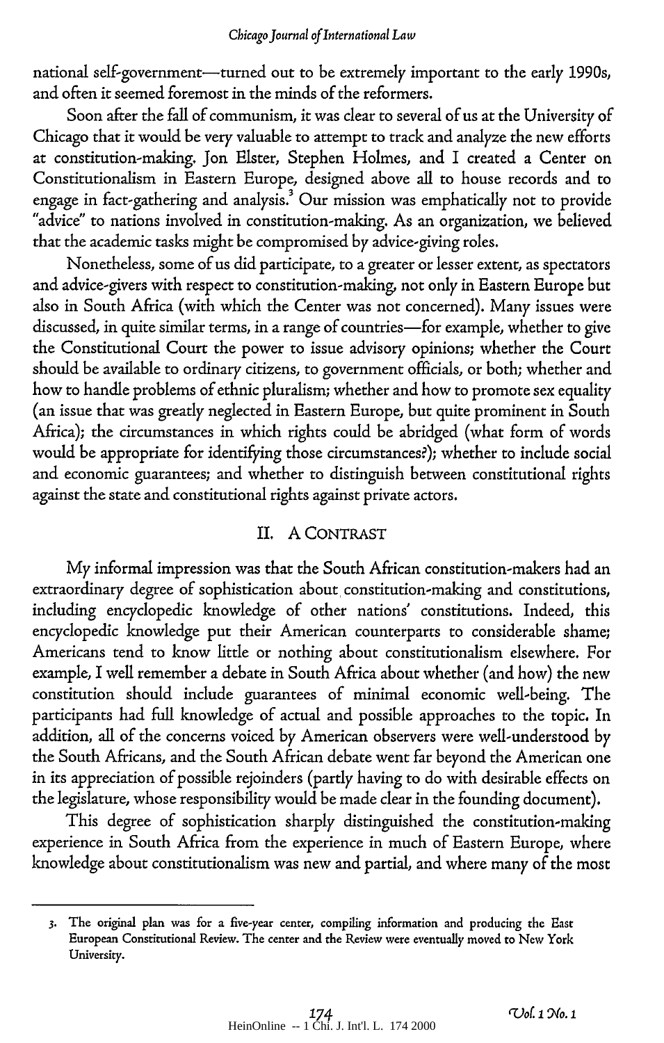national self-government—turned out to be extremely important to the early 1990s, and often it seemed foremost in the minds of the reformers.

Soon after the fall of communism, it was clear to several of us at the University of Chicago that it would be very valuable to attempt to track and analyze the new efforts at constitution-making. Jon Elster, Stephen Holmes, and I created a Center on Constitutionalism in Eastern Europe, designed above all to house records and to engage in fact-gathering and analysis.[3] Our mission was emphatically not to provide "advice" to nations involved in constitution-making. As an organization, we believed that the academic tasks might be compromised by advice-giving roles.

Nonetheless, some of us did participate, to a greater or lesser extent, as spectators and advice-givers with respect to constitution-making, not only in Eastern Europe but also in South Africa (with which the Center was not concerned). Many issues were discussed, in quite similar terms, in a range of countries—for example, whether to give the Constitutional Court the power to issue advisory opinions; whether the Court should be available to ordinary citizens, to government officials, or both; whether and how to handle problems of ethnic pluralism; whether and how to promote sex equality (an issue that was greatly neglected in Eastern Europe, but quite prominent in South Africa); the circumstances in which rights could be abridged (what form of words would be appropriate for identifying those circumstances?); whether to include social and economic guarantees; and whether to distinguish between constitutional rights against the state and constitutional rights against private actors.

## II. A CONTRAST

My informal impression was that the South African constitution-makers had an extraordinary degree of sophistication about constitution-making and constitutions, including encyclopedic knowledge of other nations' constitutions. Indeed, this encyclopedic knowledge put their American counterparts to considerable shame; Americans tend to know little or nothing about constitutionalism elsewhere. For example, I well remember a debate in South Africa about whether (and how) the new constitution should include guarantees of minimal economic well-being. The participants had full knowledge of actual and possible approaches to the topic. In addition, all of the concerns voiced by American observers were well-understood by the South Africans, and the South African debate went far beyond the American one in its appreciation of possible rejoinders (partly having to do with desirable effects on the legislature, whose responsibility would be made clear in the founding document).

This degree of sophistication sharply distinguished the constitution-making experience in South Africa from the experience in much of Eastern Europe, where knowledge about constitutionalism was new and partial, and where many of the most

3. The original plan was for a five-year center, compiling information and producing the East European Constitutional Review. The center and the Review were eventually moved to New York University.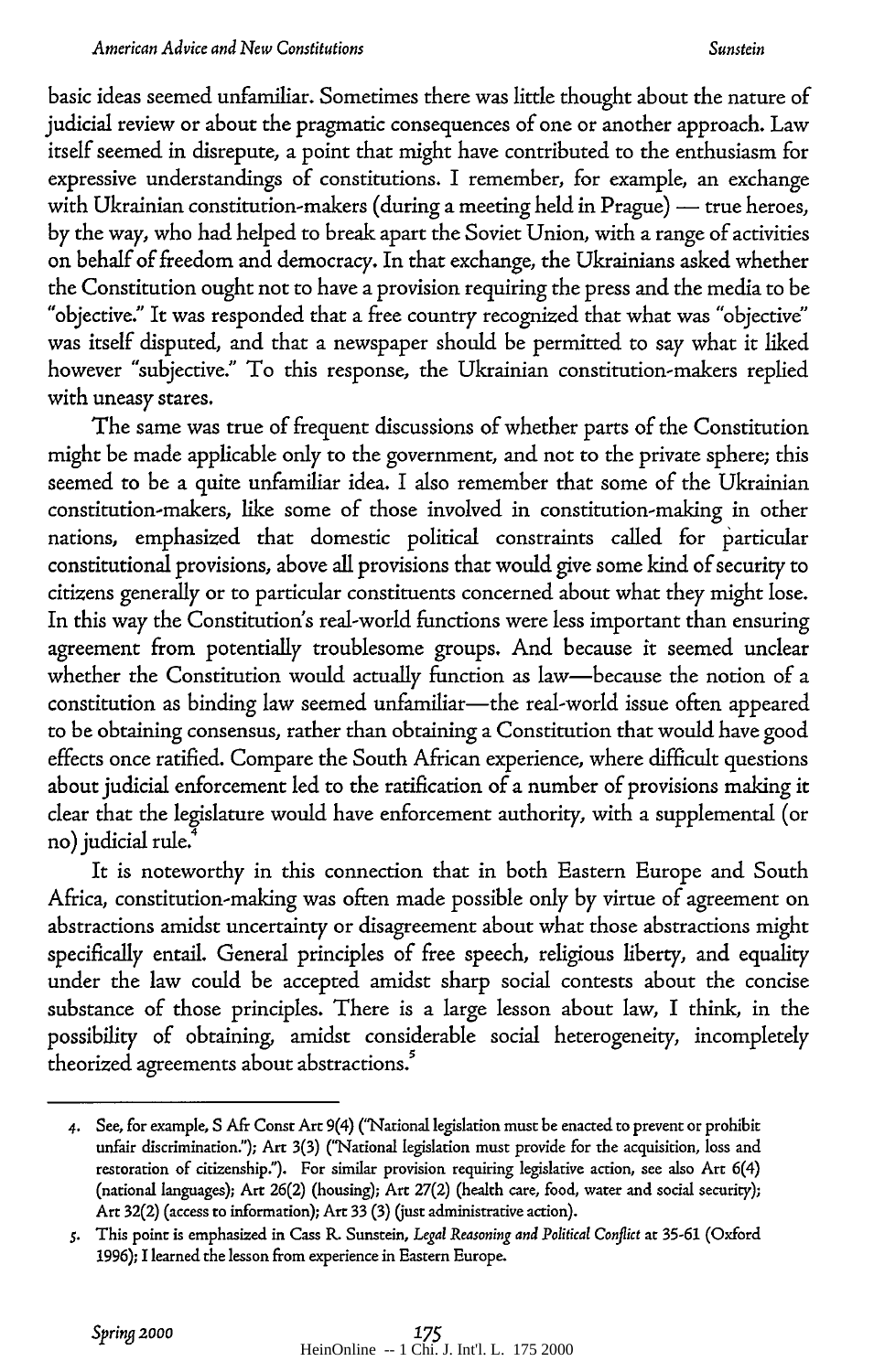basic ideas seemed unfamiliar. Sometimes there was little thought about the nature of judicial review or about the pragmatic consequences of one or another approach. Law itself seemed in disrepute, a point that might have contributed to the enthusiasm for expressive understandings of constitutions. I remember, for example, an exchange with Ukrainian constitution-makers (during a meeting held in Prague) — true heroes, by the way, who had helped to break apart the Soviet Union, with a range of activities on behalf of freedom and democracy. In that exchange, the Ukrainians asked whether the Constitution ought not to have a provision requiring the press and the media to be "objective." It was responded that a free country recognized that what was "objective" was itself disputed, and that a newspaper should be permitted to say what it liked however "subjective." To this response, the Ukrainian constitution-makers replied with uneasy stares.

The same was true of frequent discussions of whether parts of the Constitution might be made applicable only to the government, and not to the private sphere; this seemed to be a quite unfamiliar idea. I also remember that some of the Ukrainian constitution-makers, like some of those involved in constitution-making in other nations, emphasized that domestic political constraints called for particular constitutional provisions, above all provisions that would give some kind of security to citizens generally or to particular constituents concerned about what they might lose. In this way the Constitution's real-world functions were less important than ensuring agreement from potentially troublesome groups. And because it seemed unclear whether the Constitution would actually function as law—because the notion of a constitution as binding law seemed unfamiliar—the real-world issue often appeared to be obtaining consensus, rather than obtaining a Constitution that would have good effects once ratified. Compare the South African experience, where difficult questions about judicial enforcement led to the ratification of a number of provisions making it clear that the legislature would have enforcement authority, with a supplemental (or no) judicial rule.[4]

It is noteworthy in this connection that in both Eastern Europe and South Africa, constitution-making was often made possible only by virtue of agreement on abstractions amidst uncertainty or disagreement about what those abstractions might specifically entail. General principles of free speech, religious liberty, and equality under the law could be accepted amidst sharp social contests about the concise substance of those principles. There is a large lesson about law, I think, in the possibility of obtaining, amidst considerable social heterogeneity, incompletely theorized agreements about abstractions.[5]

---

4. See, for example, S Afr Const Art 9(4) ("National legislation must be enacted to prevent or prohibit unfair discrimination."); Art 3(3) ("National legislation must provide for the acquisition, loss and restoration of citizenship."). For similar provision requiring legislative action, see also Art 6(4) (national languages); Art 26(2) (housing); Art 27(2) (health care, food, water and social security); Art 32(2) (access to information); Art 33 (3) (just administrative action).

5. This point is emphasized in Cass R. Sunstein, *Legal Reasoning and Political Conflict* at 35-61 (Oxford 1996); I learned the lesson from experience in Eastern Europe.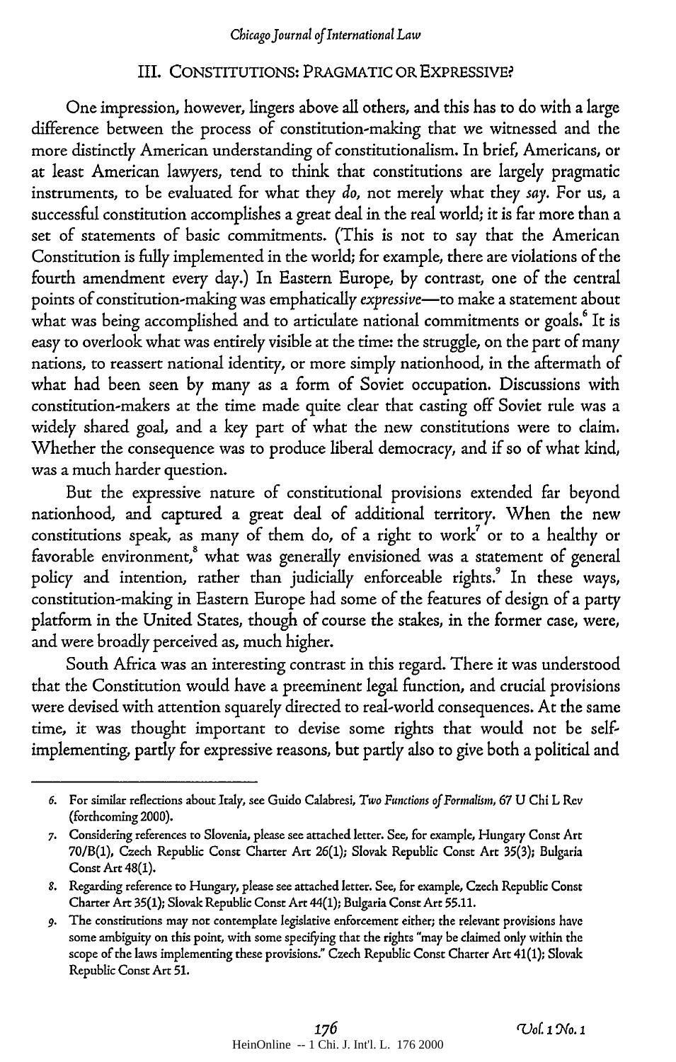## III. CONSTITUTIONS: PRAGMATIC OR EXPRESSIVE?

One impression, however, lingers above all others, and this has to do with a large difference between the process of constitution-making that we witnessed and the more distinctly American understanding of constitutionalism. In brief, Americans, or at least American lawyers, tend to think that constitutions are largely pragmatic instruments, to be evaluated for what they *do*, not merely what they *say*. For us, a successful constitution accomplishes a great deal in the real world; it is far more than a set of statements of basic commitments. (This is not to say that the American Constitution is fully implemented in the world; for example, there are violations of the fourth amendment every day.) In Eastern Europe, by contrast, one of the central points of constitution-making was emphatically *expressive*—to make a statement about what was being accomplished and to articulate national commitments or goals.[6] It is easy to overlook what was entirely visible at the time: the struggle, on the part of many nations, to reassert national identity, or more simply nationhood, in the aftermath of what had been seen by many as a form of Soviet occupation. Discussions with constitution-makers at the time made quite clear that casting off Soviet rule was a widely shared goal, and a key part of what the new constitutions were to claim. Whether the consequence was to produce liberal democracy, and if so of what kind, was a much harder question.

But the expressive nature of constitutional provisions extended far beyond nationhood, and captured a great deal of additional territory. When the new constitutions speak, as many of them do, of a right to work[7] or to a healthy or favorable environment,[8] what was generally envisioned was a statement of general policy and intention, rather than judicially enforceable rights.[9] In these ways, constitution-making in Eastern Europe had some of the features of design of a party platform in the United States, though of course the stakes, in the former case, were, and were broadly perceived as, much higher.

South Africa was an interesting contrast in this regard. There it was understood that the Constitution would have a preeminent legal function, and crucial provisions were devised with attention squarely directed to real-world consequences. At the same time, it was thought important to devise some rights that would not be self-implementing, partly for expressive reasons, but partly also to give both a political and

---

6. For similar reflections about Italy, see Guido Calabresi, *Two Functions of Formalism*, 67 U Chi L Rev (forthcoming 2000).

7. Considering references to Slovenia, please see attached letter. See, for example, Hungary Const Art 70/B(1), Czech Republic Const Charter Art 26(1); Slovak Republic Const Art 35(3); Bulgaria Const Art 48(1).

8. Regarding reference to Hungary, please see attached letter. See, for example, Czech Republic Const Charter Art 35(1); Slovak Republic Const Art 44(1); Bulgaria Const Art 55.11.

9. The constitutions may not contemplate legislative enforcement either; the relevant provisions have some ambiguity on this point, with some specifying that the rights "may be claimed only within the scope of the laws implementing these provisions." Czech Republic Const Charter Art 41(1); Slovak Republic Const Art 51.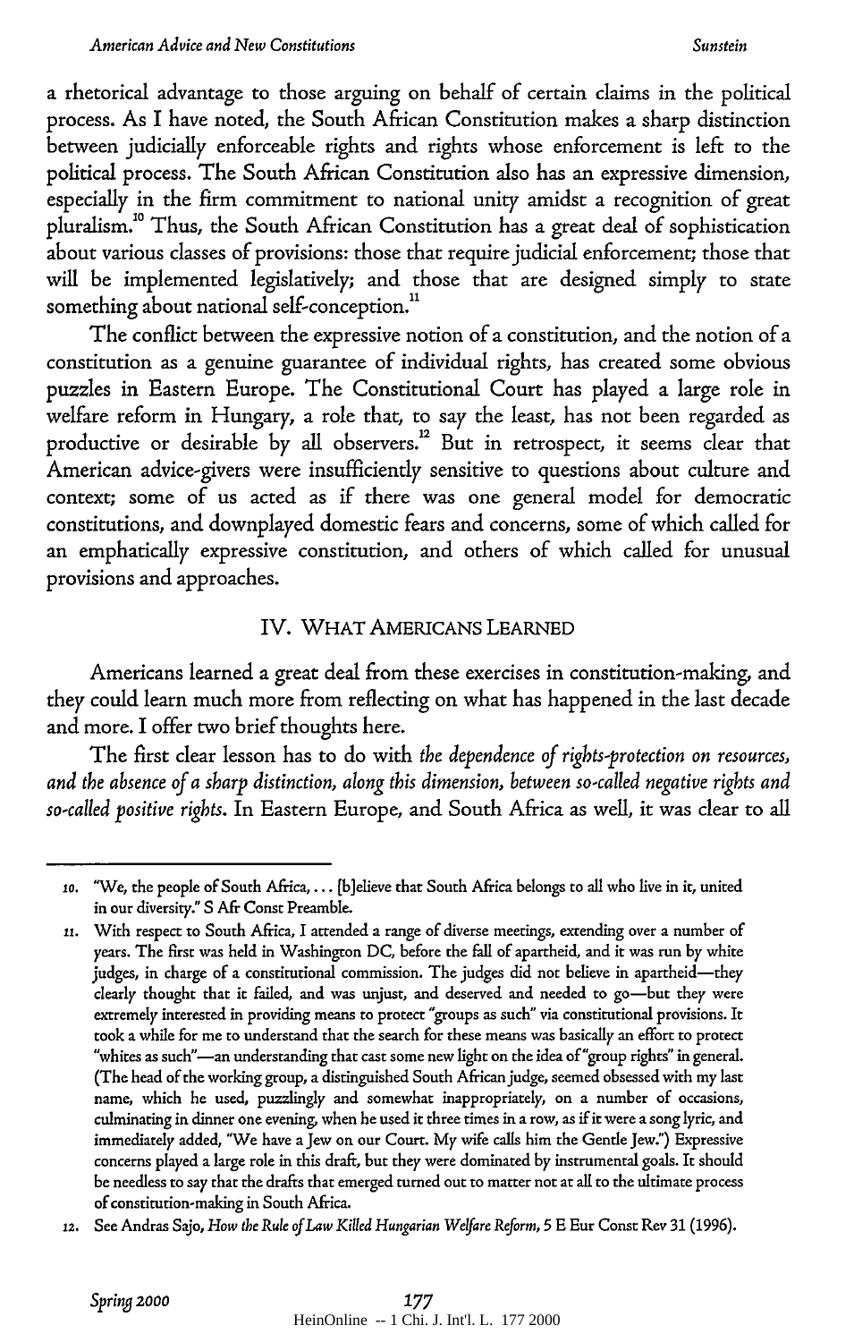a rhetorical advantage to those arguing on behalf of certain claims in the political process. As I have noted, the South African Constitution makes a sharp distinction between judicially enforceable rights and rights whose enforcement is left to the political process. The South African Constitution also has an expressive dimension, especially in the firm commitment to national unity amidst a recognition of great pluralism.[10] Thus, the South African Constitution has a great deal of sophistication about various classes of provisions: those that require judicial enforcement; those that will be implemented legislatively; and those that are designed simply to state something about national self-conception.[11]

The conflict between the expressive notion of a constitution, and the notion of a constitution as a genuine guarantee of individual rights, has created some obvious puzzles in Eastern Europe. The Constitutional Court has played a large role in welfare reform in Hungary, a role that, to say the least, has not been regarded as productive or desirable by all observers.[12] But in retrospect, it seems clear that American advice-givers were insufficiently sensitive to questions about culture and context; some of us acted as if there was one general model for democratic constitutions, and downplayed domestic fears and concerns, some of which called for an emphatically expressive constitution, and others of which called for unusual provisions and approaches.

## IV. What Americans Learned

Americans learned a great deal from these exercises in constitution-making, and they could learn much more from reflecting on what has happened in the last decade and more. I offer two brief thoughts here.

The first clear lesson has to do with *the dependence of rights-protection on resources, and the absence of a sharp distinction, along this dimension, between so-called negative rights and so-called positive rights*. In Eastern Europe, and South Africa as well, it was clear to all

---

10. "We, the people of South Africa, ... [b]elieve that South Africa belongs to all who live in it, united in our diversity." S Afr Const Preamble.

11. With respect to South Africa, I attended a range of diverse meetings, extending over a number of years. The first was held in Washington DC, before the fall of apartheid, and it was run by white judges, in charge of a constitutional commission. The judges did not believe in apartheid—they clearly thought that it failed, and was unjust, and deserved and needed to go—but they were extremely interested in providing means to protect "groups as such" via constitutional provisions. It took a while for me to understand that the search for these means was basically an effort to protect "whites as such"—an understanding that cast some new light on the idea of "group rights" in general. (The head of the working group, a distinguished South African judge, seemed obsessed with my last name, which he used, puzzlingly and somewhat inappropriately, on a number of occasions, culminating in dinner one evening, when he used it three times in a row, as if it were a song lyric, and immediately added, "We have a Jew on our Court. My wife calls him the Gentle Jew.") Expressive concerns played a large role in this draft, but they were dominated by instrumental goals. It should be needless to say that the drafts that emerged turned out to matter not at all to the ultimate process of constitution-making in South Africa.

12. See Andras Sajo, *How the Rule of Law Killed Hungarian Welfare Reform*, 5 E Eur Const Rev 31 (1996).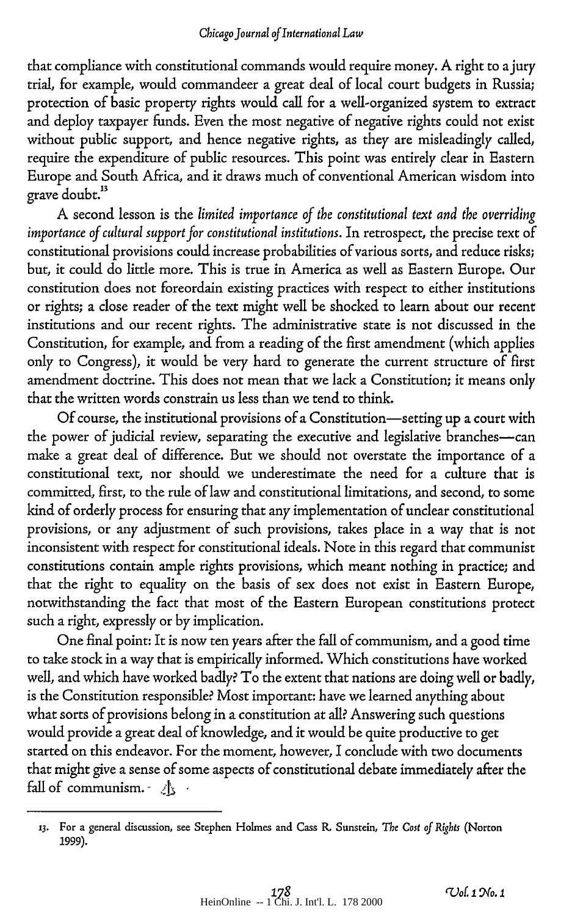that compliance with constitutional commands would require money. A right to a jury trial, for example, would commandeer a great deal of local court budgets in Russia; protection of basic property rights would call for a well-organized system to extract and deploy taxpayer funds. Even the most negative of negative rights could not exist without public support, and hence negative rights, as they are misleadingly called, require the expenditure of public resources. This point was entirely clear in Eastern Europe and South Africa, and it draws much of conventional American wisdom into grave doubt.[13]

A second lesson is the *limited importance of the constitutional text and the overriding importance of cultural support for constitutional institutions*. In retrospect, the precise text of constitutional provisions could increase probabilities of various sorts, and reduce risks; but, it could do little more. This is true in America as well as Eastern Europe. Our constitution does not foreordain existing practices with respect to either institutions or rights; a close reader of the text might well be shocked to learn about our recent institutions and our recent rights. The administrative state is not discussed in the Constitution, for example, and from a reading of the first amendment (which applies only to Congress), it would be very hard to generate the current structure of first amendment doctrine. This does not mean that we lack a Constitution; it means only that the written words constrain us less than we tend to think.

Of course, the institutional provisions of a Constitution—setting up a court with the power of judicial review, separating the executive and legislative branches—can make a great deal of difference. But we should not overstate the importance of a constitutional text, nor should we underestimate the need for a culture that is committed, first, to the rule of law and constitutional limitations, and second, to some kind of orderly process for ensuring that any implementation of unclear constitutional provisions, or any adjustment of such provisions, takes place in a way that is not inconsistent with respect for constitutional ideals. Note in this regard that communist constitutions contain ample rights provisions, which meant nothing in practice; and that the right to equality on the basis of sex does not exist in Eastern Europe, notwithstanding the fact that most of the Eastern European constitutions protect such a right, expressly or by implication.

One final point: It is now ten years after the fall of communism, and a good time to take stock in a way that is empirically informed. Which constitutions have worked well, and which have worked badly? To the extent that nations are doing well or badly, is the Constitution responsible? Most important: have we learned anything about what sorts of provisions belong in a constitution at all? Answering such questions would provide a great deal of knowledge, and it would be quite productive to get started on this endeavor. For the moment, however, I conclude with two documents that might give a sense of some aspects of constitutional debate immediately after the fall of communism.

---

13. For a general discussion, see Stephen Holmes and Cass R. Sunstein, *The Cost of Rights* (Norton 1999).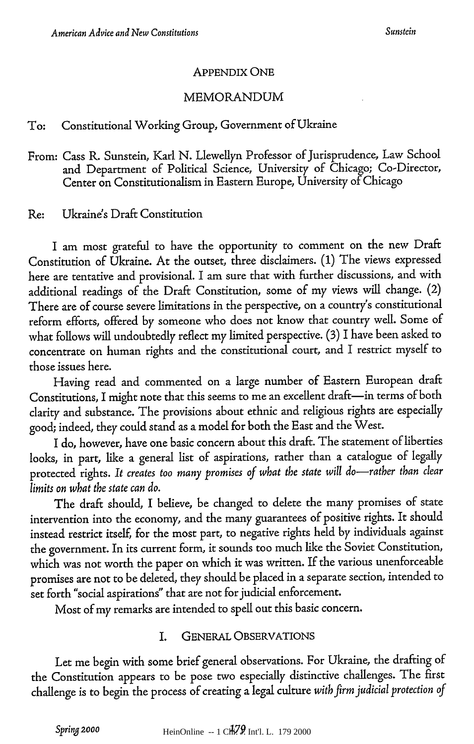## APPENDIX ONE

## MEMORANDUM

To: Constitutional Working Group, Government of Ukraine

From: Cass R. Sunstein, Karl N. Llewellyn Professor of Jurisprudence, Law School and Department of Political Science, University of Chicago; Co-Director, Center on Constitutionalism in Eastern Europe, University of Chicago

Re: Ukraine's Draft Constitution

I am most grateful to have the opportunity to comment on the new Draft Constitution of Ukraine. At the outset, three disclaimers. (1) The views expressed here are tentative and provisional. I am sure that with further discussions, and with additional readings of the Draft Constitution, some of my views will change. (2) There are of course severe limitations in the perspective, on a country's constitutional reform efforts, offered by someone who does not know that country well. Some of what follows will undoubtedly reflect my limited perspective. (3) I have been asked to concentrate on human rights and the constitutional court, and I restrict myself to those issues here.

Having read and commented on a large number of Eastern European draft Constitutions, I might note that this seems to me an excellent draft—in terms of both clarity and substance. The provisions about ethnic and religious rights are especially good; indeed, they could stand as a model for both the East and the West.

I do, however, have one basic concern about this draft. The statement of liberties looks, in part, like a general list of aspirations, rather than a catalogue of legally protected rights. *It creates too many promises of what the state will do—rather than clear limits on what the state can do.*

The draft should, I believe, be changed to delete the many promises of state intervention into the economy, and the many guarantees of positive rights. It should instead restrict itself, for the most part, to negative rights held by individuals against the government. In its current form, it sounds too much like the Soviet Constitution, which was not worth the paper on which it was written. If the various unenforceable promises are not to be deleted, they should be placed in a separate section, intended to set forth "social aspirations" that are not for judicial enforcement.

Most of my remarks are intended to spell out this basic concern.

### I. GENERAL OBSERVATIONS

Let me begin with some brief general observations. For Ukraine, the drafting of the Constitution appears to be pose two especially distinctive challenges. The first challenge is to begin the process of creating a legal culture *with firm judicial protection of*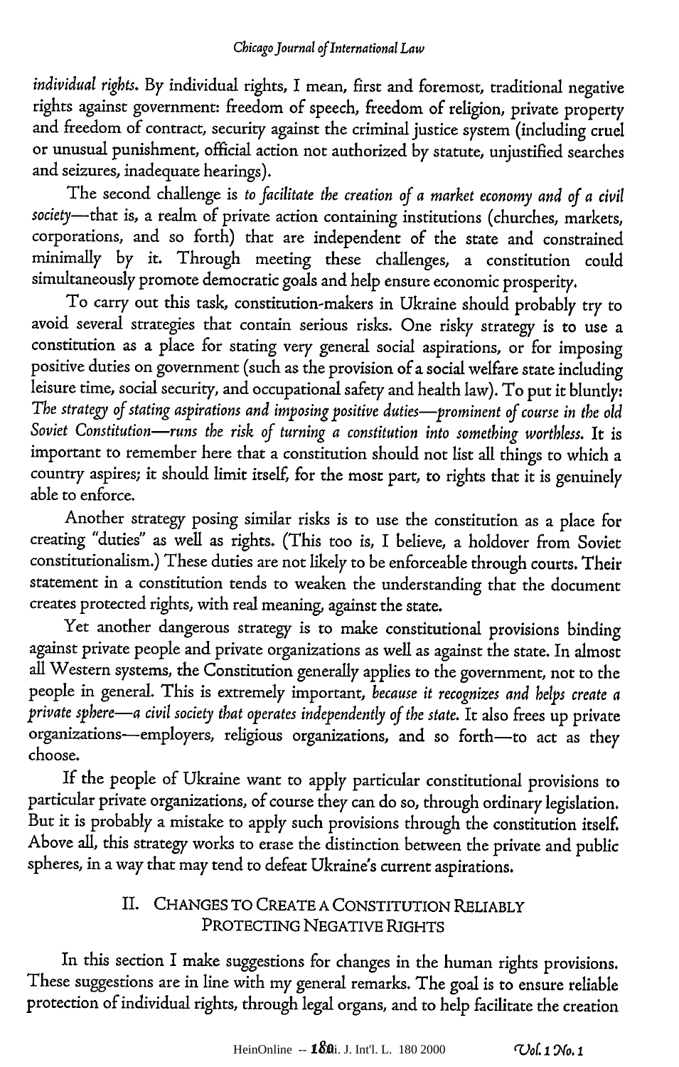*individual rights*. By individual rights, I mean, first and foremost, traditional negative rights against government: freedom of speech, freedom of religion, private property and freedom of contract, security against the criminal justice system (including cruel or unusual punishment, official action not authorized by statute, unjustified searches and seizures, inadequate hearings).

The second challenge is *to facilitate the creation of a market economy and of a civil society*—that is, a realm of private action containing institutions (churches, markets, corporations, and so forth) that are independent of the state and constrained minimally by it. Through meeting these challenges, a constitution could simultaneously promote democratic goals and help ensure economic prosperity.

To carry out this task, constitution-makers in Ukraine should probably try to avoid several strategies that contain serious risks. One risky strategy is to use a constitution as a place for stating very general social aspirations, or for imposing positive duties on government (such as the provision of a social welfare state including leisure time, social security, and occupational safety and health law). To put it bluntly: *The strategy of stating aspirations and imposing positive duties—prominent of course in the old Soviet Constitution—runs the risk of turning a constitution into something worthless*. It is important to remember here that a constitution should not list all things to which a country aspires; it should limit itself, for the most part, to rights that it is genuinely able to enforce.

Another strategy posing similar risks is to use the constitution as a place for creating "duties" as well as rights. (This too is, I believe, a holdover from Soviet constitutionalism.) These duties are not likely to be enforceable through courts. Their statement in a constitution tends to weaken the understanding that the document creates protected rights, with real meaning, against the state.

Yet another dangerous strategy is to make constitutional provisions binding against private people and private organizations as well as against the state. In almost all Western systems, the Constitution generally applies to the government, not to the people in general. This is extremely important, *because it recognizes and helps create a private sphere—a civil society that operates independently of the state*. It also frees up private organizations—employers, religious organizations, and so forth—to act as they choose.

If the people of Ukraine want to apply particular constitutional provisions to particular private organizations, of course they can do so, through ordinary legislation. But it is probably a mistake to apply such provisions through the constitution itself. Above all, this strategy works to erase the distinction between the private and public spheres, in a way that may tend to defeat Ukraine's current aspirations.

## II. CHANGES TO CREATE A CONSTITUTION RELIABLY PROTECTING NEGATIVE RIGHTS

In this section I make suggestions for changes in the human rights provisions. These suggestions are in line with my general remarks. The goal is to ensure reliable protection of individual rights, through legal organs, and to help facilitate the creation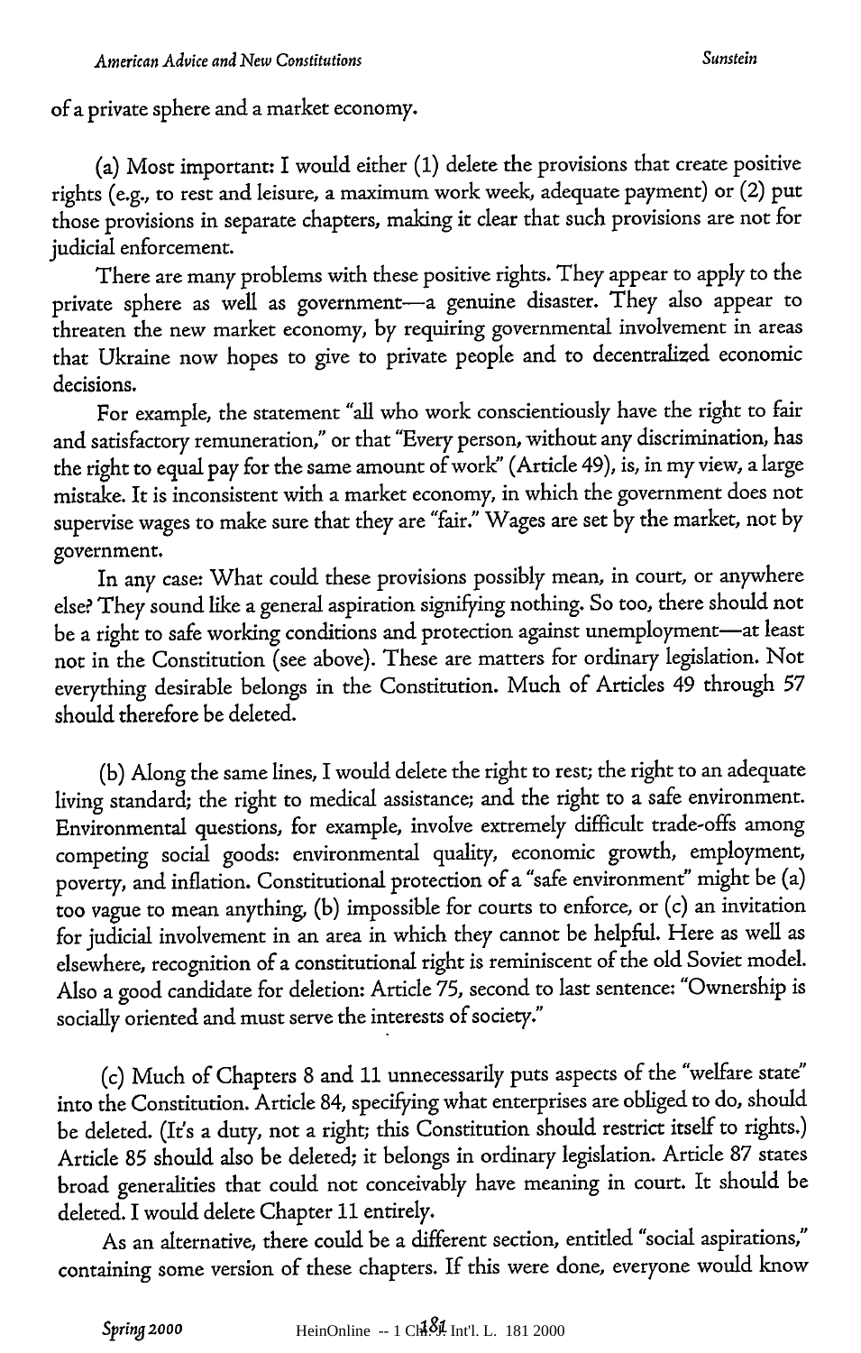of a private sphere and a market economy.

(a) Most important: I would either (1) delete the provisions that create positive rights (e.g., to rest and leisure, a maximum work week, adequate payment) or (2) put those provisions in separate chapters, making it clear that such provisions are not for judicial enforcement.

There are many problems with these positive rights. They appear to apply to the private sphere as well as government—a genuine disaster. They also appear to threaten the new market economy, by requiring governmental involvement in areas that Ukraine now hopes to give to private people and to decentralized economic decisions.

For example, the statement "all who work conscientiously have the right to fair and satisfactory remuneration," or that "Every person, without any discrimination, has the right to equal pay for the same amount of work" (Article 49), is, in my view, a large mistake. It is inconsistent with a market economy, in which the government does not supervise wages to make sure that they are "fair." Wages are set by the market, not by government.

In any case: What could these provisions possibly mean, in court, or anywhere else? They sound like a general aspiration signifying nothing. So too, there should not be a right to safe working conditions and protection against unemployment—at least not in the Constitution (see above). These are matters for ordinary legislation. Not everything desirable belongs in the Constitution. Much of Articles 49 through 57 should therefore be deleted.

(b) Along the same lines, I would delete the right to rest; the right to an adequate living standard; the right to medical assistance; and the right to a safe environment. Environmental questions, for example, involve extremely difficult trade-offs among competing social goods: environmental quality, economic growth, employment, poverty, and inflation. Constitutional protection of a "safe environment" might be (a) too vague to mean anything, (b) impossible for courts to enforce, or (c) an invitation for judicial involvement in an area in which they cannot be helpful. Here as well as elsewhere, recognition of a constitutional right is reminiscent of the old Soviet model. Also a good candidate for deletion: Article 75, second to last sentence: "Ownership is socially oriented and must serve the interests of society."

(c) Much of Chapters 8 and 11 unnecessarily puts aspects of the "welfare state" into the Constitution. Article 84, specifying what enterprises are obliged to do, should be deleted. (It's a duty, not a right; this Constitution should restrict itself to rights.) Article 85 should also be deleted; it belongs in ordinary legislation. Article 87 states broad generalities that could not conceivably have meaning in court. It should be deleted. I would delete Chapter 11 entirely.

As an alternative, there could be a different section, entitled "social aspirations," containing some version of these chapters. If this were done, everyone would know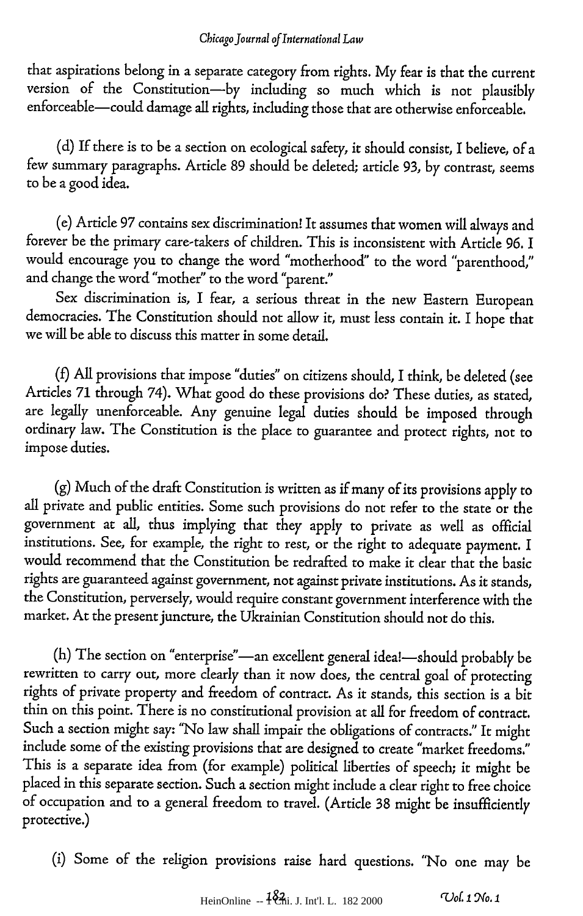that aspirations belong in a separate category from rights. My fear is that the current version of the Constitution—by including so much which is not plausibly enforceable—could damage all rights, including those that are otherwise enforceable.

(d) If there is to be a section on ecological safety, it should consist, I believe, of a few summary paragraphs. Article 89 should be deleted; article 93, by contrast, seems to be a good idea.

(e) Article 97 contains sex discrimination! It assumes that women will always and forever be the primary care-takers of children. This is inconsistent with Article 96. I would encourage you to change the word "motherhood" to the word "parenthood," and change the word "mother" to the word "parent."

Sex discrimination is, I fear, a serious threat in the new Eastern European democracies. The Constitution should not allow it, must less contain it. I hope that we will be able to discuss this matter in some detail.

(f) All provisions that impose "duties" on citizens should, I think, be deleted (see Articles 71 through 74). What good do these provisions do? These duties, as stated, are legally unenforceable. Any genuine legal duties should be imposed through ordinary law. The Constitution is the place to guarantee and protect rights, not to impose duties.

(g) Much of the draft Constitution is written as if many of its provisions apply to all private and public entities. Some such provisions do not refer to the state or the government at all, thus implying that they apply to private as well as official institutions. See, for example, the right to rest, or the right to adequate payment. I would recommend that the Constitution be redrafted to make it clear that the basic rights are guaranteed against government, not against private institutions. As it stands, the Constitution, perversely, would require constant government interference with the market. At the present juncture, the Ukrainian Constitution should not do this.

(h) The section on "enterprise"—an excellent general idea!—should probably be rewritten to carry out, more clearly than it now does, the central goal of protecting rights of private property and freedom of contract. As it stands, this section is a bit thin on this point. There is no constitutional provision at all for freedom of contract. Such a section might say: "No law shall impair the obligations of contracts." It might include some of the existing provisions that are designed to create "market freedoms." This is a separate idea from (for example) political liberties of speech; it might be placed in this separate section. Such a section might include a clear right to free choice of occupation and to a general freedom to travel. (Article 38 might be insufficiently protective.)

(i) Some of the religion provisions raise hard questions. "No one may be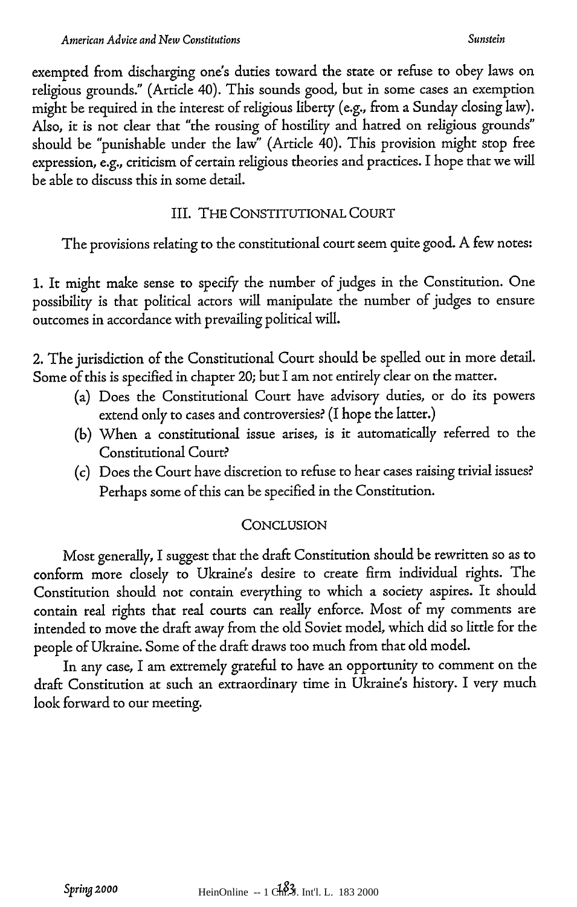exempted from discharging one's duties toward the state or refuse to obey laws on religious grounds." (Article 40). This sounds good, but in some cases an exemption might be required in the interest of religious liberty (e.g., from a Sunday closing law). Also, it is not clear that "the rousing of hostility and hatred on religious grounds" should be "punishable under the law" (Article 40). This provision might stop free expression, e.g., criticism of certain religious theories and practices. I hope that we will be able to discuss this in some detail.

## III. THE CONSTITUTIONAL COURT

The provisions relating to the constitutional court seem quite good. A few notes:

1. It might make sense to specify the number of judges in the Constitution. One possibility is that political actors will manipulate the number of judges to ensure outcomes in accordance with prevailing political will.

2. The jurisdiction of the Constitutional Court should be spelled out in more detail. Some of this is specified in chapter 20; but I am not entirely clear on the matter.
   - (a) Does the Constitutional Court have advisory duties, or do its powers extend only to cases and controversies? (I hope the latter.)
   - (b) When a constitutional issue arises, is it automatically referred to the Constitutional Court?
   - (c) Does the Court have discretion to refuse to hear cases raising trivial issues? Perhaps some of this can be specified in the Constitution.

## CONCLUSION

Most generally, I suggest that the draft Constitution should be rewritten so as to conform more closely to Ukraine's desire to create firm individual rights. The Constitution should not contain everything to which a society aspires. It should contain real rights that real courts can really enforce. Most of my comments are intended to move the draft away from the old Soviet model, which did so little for the people of Ukraine. Some of the draft draws too much from that old model.

In any case, I am extremely grateful to have an opportunity to comment on the draft Constitution at such an extraordinary time in Ukraine's history. I very much look forward to our meeting.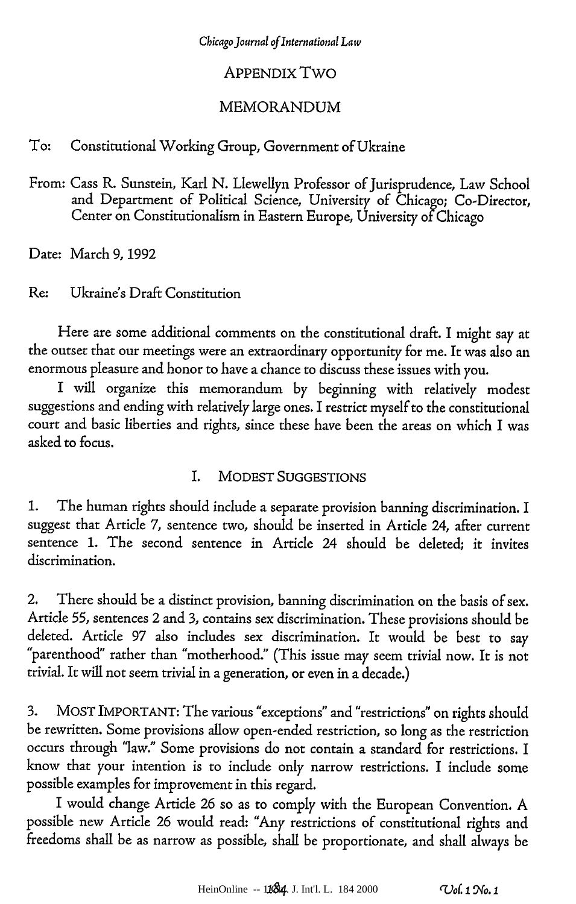## APPENDIX TWO

## MEMORANDUM

To: Constitutional Working Group, Government of Ukraine

From: Cass R. Sunstein, Karl N. Llewellyn Professor of Jurisprudence, Law School and Department of Political Science, University of Chicago; Co-Director, Center on Constitutionalism in Eastern Europe, University of Chicago

Date: March 9, 1992

Re: Ukraine's Draft Constitution

Here are some additional comments on the constitutional draft. I might say at the outset that our meetings were an extraordinary opportunity for me. It was also an enormous pleasure and honor to have a chance to discuss these issues with you.

I will organize this memorandum by beginning with relatively modest suggestions and ending with relatively large ones. I restrict myself to the constitutional court and basic liberties and rights, since these have been the areas on which I was asked to focus.

### I. MODEST SUGGESTIONS

1. The human rights should include a separate provision banning discrimination. I suggest that Article 7, sentence two, should be inserted in Article 24, after current sentence 1. The second sentence in Article 24 should be deleted; it invites discrimination.

2. There should be a distinct provision, banning discrimination on the basis of sex. Article 55, sentences 2 and 3, contains sex discrimination. These provisions should be deleted. Article 97 also includes sex discrimination. It would be best to say "parenthood" rather than "motherhood." (This issue may seem trivial now. It is not trivial. It will not seem trivial in a generation, or even in a decade.)

3. MOST IMPORTANT: The various "exceptions" and "restrictions" on rights should be rewritten. Some provisions allow open-ended restriction, so long as the restriction occurs through "law." Some provisions do not contain a standard for restrictions. I know that your intention is to include only narrow restrictions. I include some possible examples for improvement in this regard.

I would change Article 26 so as to comply with the European Convention. A possible new Article 26 would read: "Any restrictions of constitutional rights and freedoms shall be as narrow as possible, shall be proportionate, and shall always be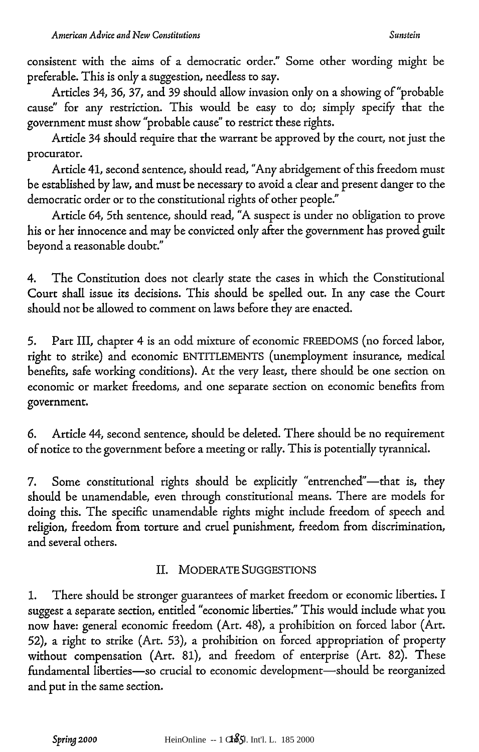consistent with the aims of a democratic order." Some other wording might be preferable. This is only a suggestion, needless to say.

Articles 34, 36, 37, and 39 should allow invasion only on a showing of "probable cause" for any restriction. This would be easy to do; simply specify that the government must show "probable cause" to restrict these rights.

Article 34 should require that the warrant be approved by the court, not just the procurator.

Article 41, second sentence, should read, "Any abridgement of this freedom must be established by law, and must be necessary to avoid a clear and present danger to the democratic order or to the constitutional rights of other people."

Article 64, 5th sentence, should read, "A suspect is under no obligation to prove his or her innocence and may be convicted only after the government has proved guilt beyond a reasonable doubt."

4. The Constitution does not clearly state the cases in which the Constitutional Court shall issue its decisions. This should be spelled out. In any case the Court should not be allowed to comment on laws before they are enacted.

5. Part III, chapter 4 is an odd mixture of economic FREEDOMS (no forced labor, right to strike) and economic ENTITLEMENTS (unemployment insurance, medical benefits, safe working conditions). At the very least, there should be one section on economic or market freedoms, and one separate section on economic benefits from government.

6. Article 44, second sentence, should be deleted. There should be no requirement of notice to the government before a meeting or rally. This is potentially tyrannical.

7. Some constitutional rights should be explicitly "entrenched"—that is, they should be unamendable, even through constitutional means. There are models for doing this. The specific unamendable rights might include freedom of speech and religion, freedom from torture and cruel punishment, freedom from discrimination, and several others.

## II. MODERATE SUGGESTIONS

1. There should be stronger guarantees of market freedom or economic liberties. I suggest a separate section, entitled "economic liberties." This would include what you now have: general economic freedom (Art. 48), a prohibition on forced labor (Art. 52), a right to strike (Art. 53), a prohibition on forced appropriation of property without compensation (Art. 81), and freedom of enterprise (Art. 82). These fundamental liberties—so crucial to economic development—should be reorganized and put in the same section.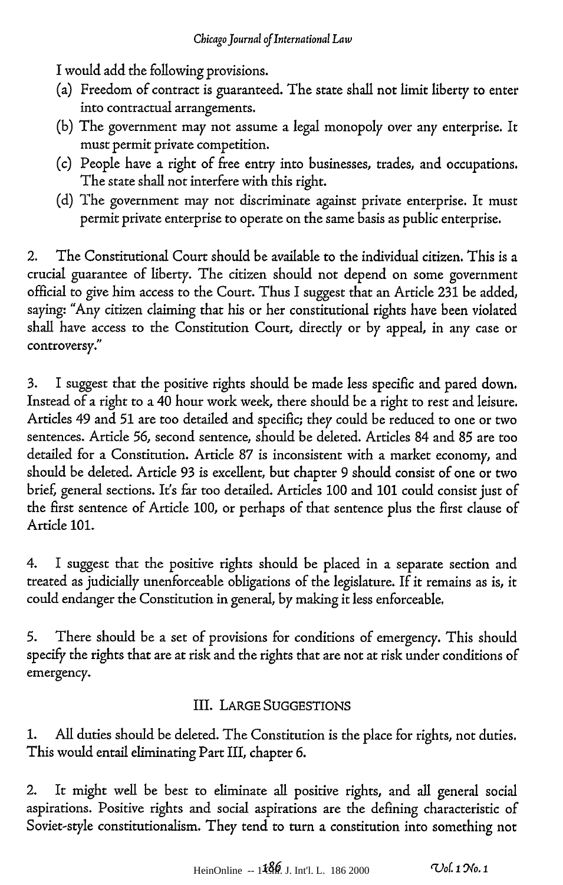I would add the following provisions.

(a) Freedom of contract is guaranteed. The state shall not limit liberty to enter into contractual arrangements.
(b) The government may not assume a legal monopoly over any enterprise. It must permit private competition.
(c) People have a right of free entry into businesses, trades, and occupations. The state shall not interfere with this right.
(d) The government may not discriminate against private enterprise. It must permit private enterprise to operate on the same basis as public enterprise.

2. The Constitutional Court should be available to the individual citizen. This is a crucial guarantee of liberty. The citizen should not depend on some government official to give him access to the Court. Thus I suggest that an Article 231 be added, saying: "Any citizen claiming that his or her constitutional rights have been violated shall have access to the Constitution Court, directly or by appeal, in any case or controversy."

3. I suggest that the positive rights should be made less specific and pared down. Instead of a right to a 40 hour work week, there should be a right to rest and leisure. Articles 49 and 51 are too detailed and specific; they could be reduced to one or two sentences. Article 56, second sentence, should be deleted. Articles 84 and 85 are too detailed for a Constitution. Article 87 is inconsistent with a market economy, and should be deleted. Article 93 is excellent, but chapter 9 should consist of one or two brief, general sections. It's far too detailed. Articles 100 and 101 could consist just of the first sentence of Article 100, or perhaps of that sentence plus the first clause of Article 101.

4. I suggest that the positive rights should be placed in a separate section and treated as judicially unenforceable obligations of the legislature. If it remains as is, it could endanger the Constitution in general, by making it less enforceable.

5. There should be a set of provisions for conditions of emergency. This should specify the rights that are at risk and the rights that are not at risk under conditions of emergency.

## III. LARGE SUGGESTIONS

1. All duties should be deleted. The Constitution is the place for rights, not duties. This would entail eliminating Part III, chapter 6.

2. It might well be best to eliminate all positive rights, and all general social aspirations. Positive rights and social aspirations are the defining characteristic of Soviet-style constitutionalism. They tend to turn a constitution into something not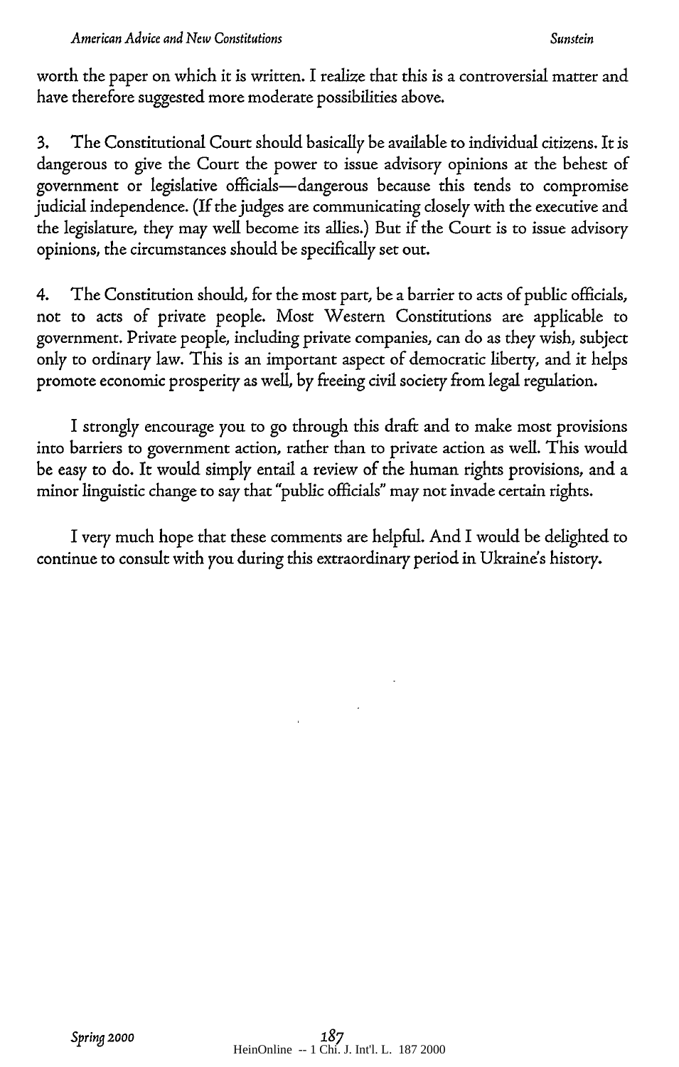worth the paper on which it is written. I realize that this is a controversial matter and have therefore suggested more moderate possibilities above.

3. The Constitutional Court should basically be available to individual citizens. It is dangerous to give the Court the power to issue advisory opinions at the behest of government or legislative officials—dangerous because this tends to compromise judicial independence. (If the judges are communicating closely with the executive and the legislature, they may well become its allies.) But if the Court is to issue advisory opinions, the circumstances should be specifically set out.

4. The Constitution should, for the most part, be a barrier to acts of public officials, not to acts of private people. Most Western Constitutions are applicable to government. Private people, including private companies, can do as they wish, subject only to ordinary law. This is an important aspect of democratic liberty, and it helps promote economic prosperity as well, by freeing civil society from legal regulation.

I strongly encourage you to go through this draft and to make most provisions into barriers to government action, rather than to private action as well. This would be easy to do. It would simply entail a review of the human rights provisions, and a minor linguistic change to say that "public officials" may not invade certain rights.

I very much hope that these comments are helpful. And I would be delighted to continue to consult with you during this extraordinary period in Ukraine's history.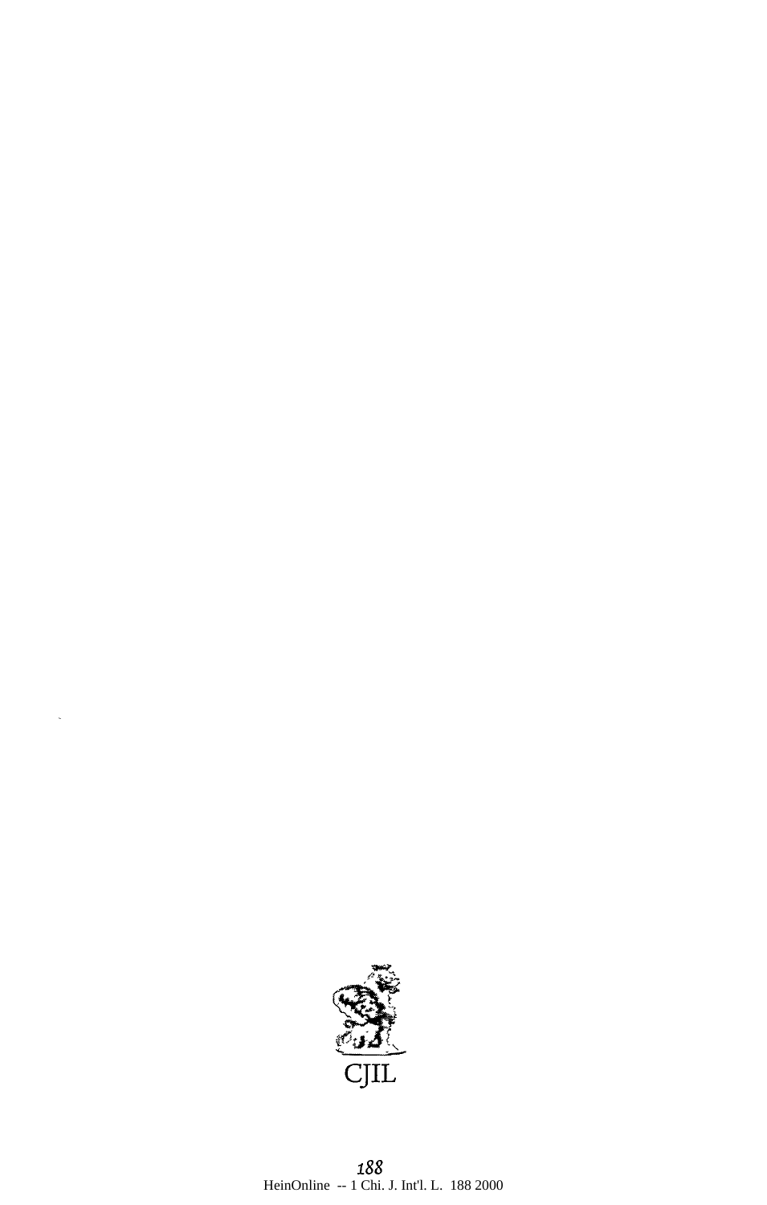CJIL